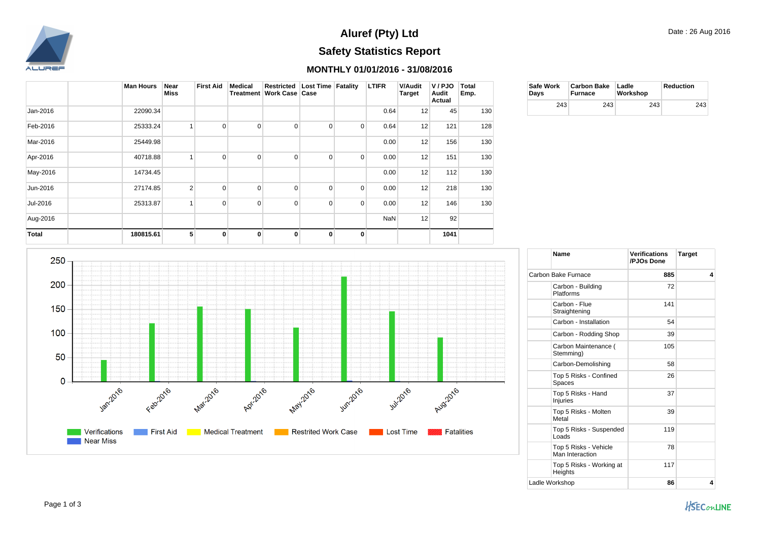# Aluref (Pty) Ltd

## Safety Statistics Report

### MONTHLY 01/01/2016 - 31/08/2016

Date : 26 Aug 2016

| | | Man Hours | Near Miss | First Aid | Medical Treatment | Restricted Work Case | Lost Time Case | Fatality | LTIFR | V/Audit Target | V / PJO Audit Actual | Total Emp. |
|---|---|---|---|---|---|---|---|---|---|---|---|---|
| Jan-2016 | | 22090.34 | | | | | | | 0.64 | 12 | 45 | 130 |
| Feb-2016 | | 25333.24 | 1 | 0 | 0 | 0 | 0 | 0 | 0.64 | 12 | 121 | 128 |
| Mar-2016 | | 25449.98 | | | | | | | 0.00 | 12 | 156 | 130 |
| Apr-2016 | | 40718.88 | 1 | 0 | 0 | 0 | 0 | 0 | 0.00 | 12 | 151 | 130 |
| May-2016 | | 14734.45 | | | | | | | 0.00 | 12 | 112 | 130 |
| Jun-2016 | | 27174.85 | 2 | 0 | 0 | 0 | 0 | 0 | 0.00 | 12 | 218 | 130 |
| Jul-2016 | | 25313.87 | 1 | 0 | 0 | 0 | 0 | 0 | 0.00 | 12 | 146 | 130 |
| Aug-2016 | | | | | | | | | NaN | 12 | 92 | |
| **Total** | | **180815.61** | **5** | **0** | **0** | **0** | **0** | **0** | | | **1041** | |

| Safe Work Days | Carbon Bake Furnace | Ladle Workshop | Reduction |
|---|---|---|---|
| 243 | 243 | 243 | 243 |

250
200
150
100
50
0
Jan-2016 Feb-2016 Mar-2016 Apr-2016 May-2016 Jun-2016 Jul-2016 Aug-2016

Verifications, First Aid, Medical Treatment, Restrited Work Case, Lost Time, Fatalities, Near Miss

| | Name | Verifications /PJOs Done | Target |
|---|---|---|---|
| Carbon Bake Furnace | | **885** | **4** |
| | Carbon - Building Platforms | 72 | |
| | Carbon - Flue Straightening | 141 | |
| | Carbon - Installation | 54 | |
| | Carbon - Rodding Shop | 39 | |
| | Carbon Maintenance ( Stemming) | 105 | |
| | Carbon-Demolishing | 58 | |
| | Top 5 Risks - Confined Spaces | 26 | |
| | Top 5 Risks - Hand Injuries | 37 | |
| | Top 5 Risks - Molten Metal | 39 | |
| | Top 5 Risks - Suspended Loads | 119 | |
| | Top 5 Risks - Vehicle Man Interaction | 78 | |
| | Top 5 Risks - Working at Heights | 117 | |
| Ladle Workshop | | **86** | **4** |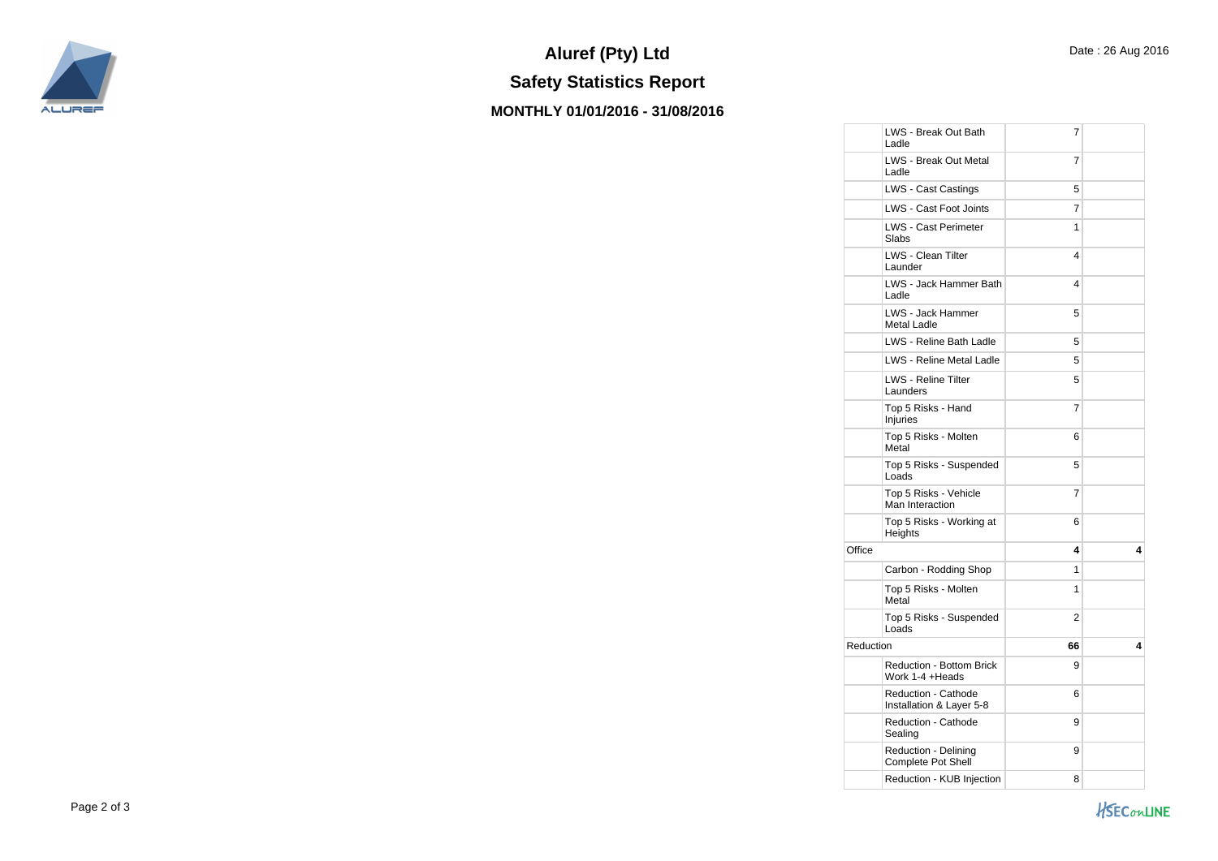# Aluref (Pty) Ltd

## Safety Statistics Report

### MONTHLY 01/01/2016 - 31/08/2016

Date : 26 Aug 2016

| | | | |
|---|---|---|---|
| | LWS - Break Out Bath Ladle | 7 | |
| | LWS - Break Out Metal Ladle | 7 | |
| | LWS - Cast Castings | 5 | |
| | LWS - Cast Foot Joints | 7 | |
| | LWS - Cast Perimeter Slabs | 1 | |
| | LWS - Clean Tilter Launder | 4 | |
| | LWS - Jack Hammer Bath Ladle | 4 | |
| | LWS - Jack Hammer Metal Ladle | 5 | |
| | LWS - Reline Bath Ladle | 5 | |
| | LWS - Reline Metal Ladle | 5 | |
| | LWS - Reline Tilter Launders | 5 | |
| | Top 5 Risks - Hand Injuries | 7 | |
| | Top 5 Risks - Molten Metal | 6 | |
| | Top 5 Risks - Suspended Loads | 5 | |
| | Top 5 Risks - Vehicle Man Interaction | 7 | |
| | Top 5 Risks - Working at Heights | 6 | |
| Office | | **4** | **4** |
| | Carbon - Rodding Shop | 1 | |
| | Top 5 Risks - Molten Metal | 1 | |
| | Top 5 Risks - Suspended Loads | 2 | |
| Reduction | | **66** | **4** |
| | Reduction - Bottom Brick Work 1-4 +Heads | 9 | |
| | Reduction - Cathode Installation & Layer 5-8 | 6 | |
| | Reduction - Cathode Sealing | 9 | |
| | Reduction - Delining Complete Pot Shell | 9 | |
| | Reduction - KUB Injection | 8 | |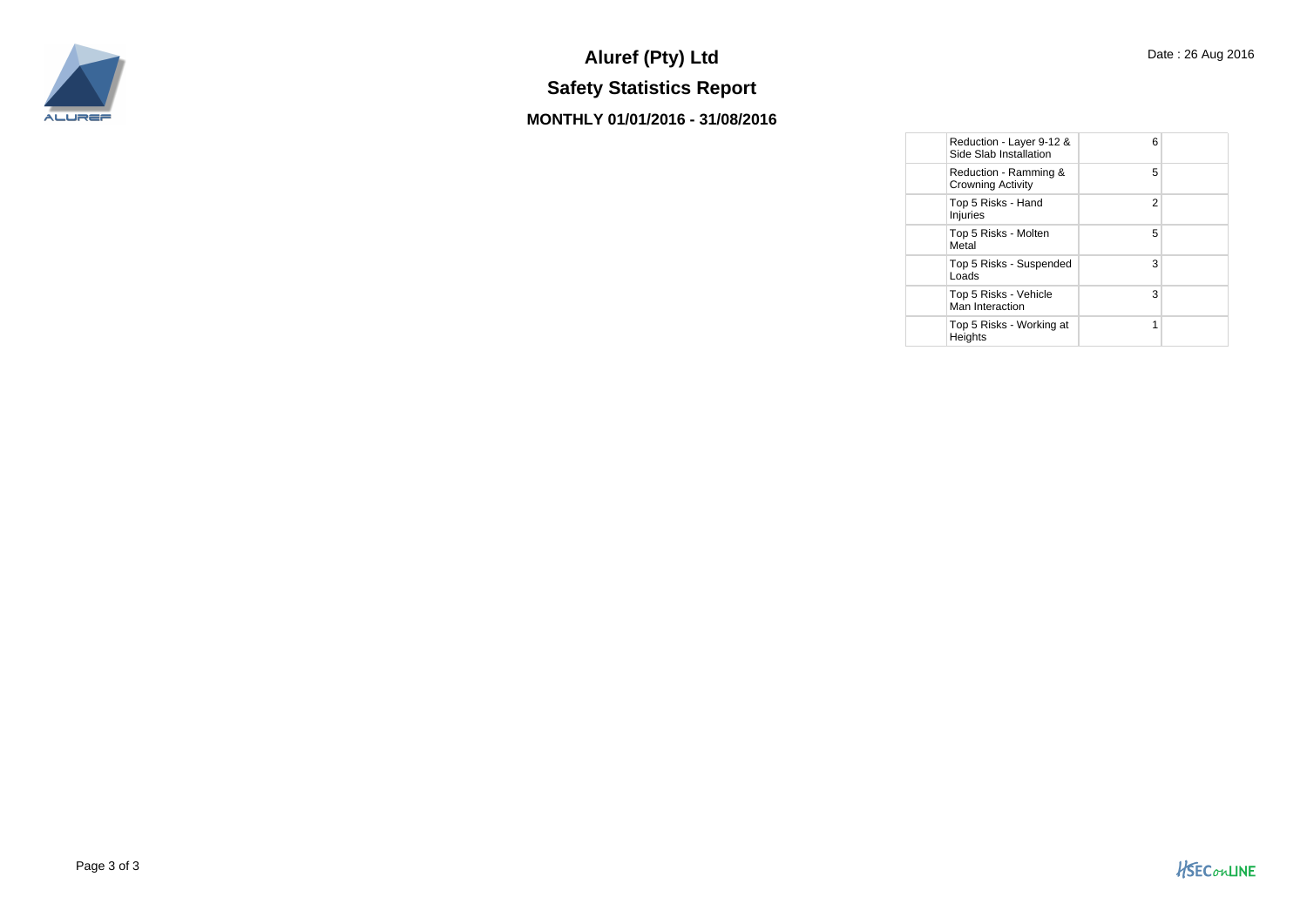# Aluref (Pty) Ltd

## Safety Statistics Report

### MONTHLY 01/01/2016 - 31/08/2016

Date : 26 Aug 2016

| | | | |
|---|---|---|---|
| | Reduction - Layer 9-12 & Side Slab Installation | 6 | |
| | Reduction - Ramming & Crowning Activity | 5 | |
| | Top 5 Risks - Hand Injuries | 2 | |
| | Top 5 Risks - Molten Metal | 5 | |
| | Top 5 Risks - Suspended Loads | 3 | |
| | Top 5 Risks - Vehicle Man Interaction | 3 | |
| | Top 5 Risks - Working at Heights | 1 | |